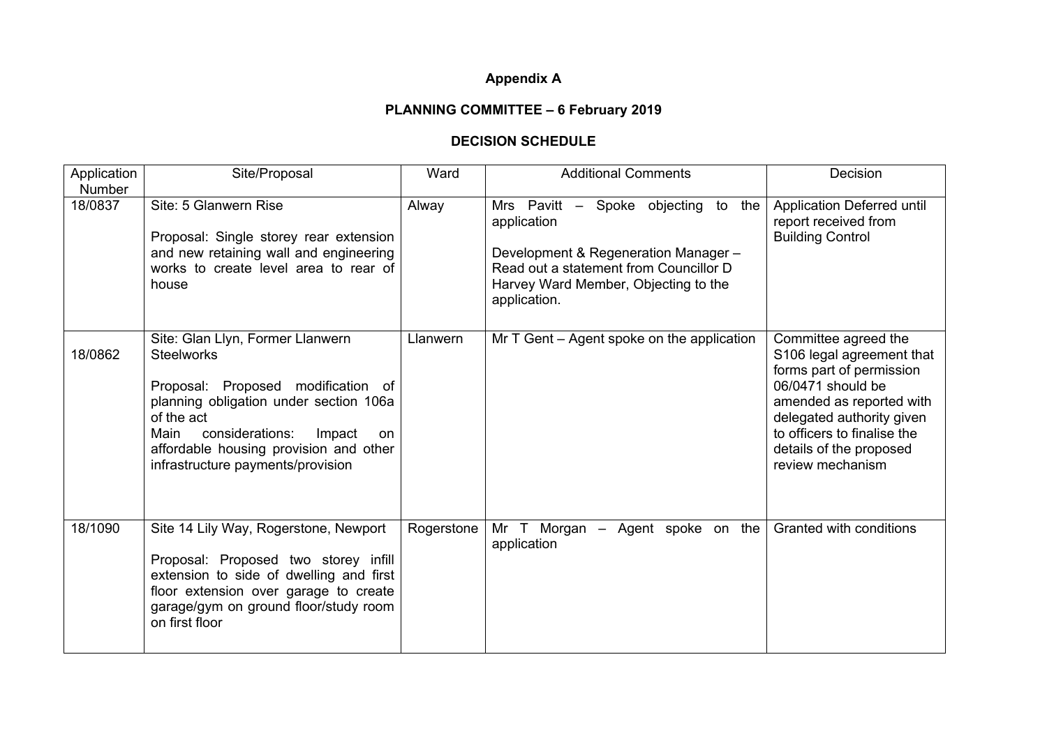# Appendix A

## PLANNING COMMITTEE – 6 February 2019

## DECISION SCHEDULE

| Application Number | Site/Proposal | Ward | Additional Comments | Decision |
|---|---|---|---|---|
| 18/0837 | Site: 5 Glanwern Rise<br><br>Proposal: Single storey rear extension and new retaining wall and engineering works to create level area to rear of house | Alway | Mrs Pavitt – Spoke objecting to the application<br><br>Development & Regeneration Manager – Read out a statement from Councillor D Harvey Ward Member, Objecting to the application. | Application Deferred until report received from Building Control |
| 18/0862 | Site: Glan Llyn, Former Llanwern Steelworks<br><br>Proposal: Proposed modification of planning obligation under section 106a of the act<br>Main considerations: Impact on affordable housing provision and other infrastructure payments/provision | Llanwern | Mr T Gent – Agent spoke on the application | Committee agreed the S106 legal agreement that forms part of permission 06/0471 should be amended as reported with delegated authority given to officers to finalise the details of the proposed review mechanism |
| 18/1090 | Site 14 Lily Way, Rogerstone, Newport<br><br>Proposal: Proposed two storey infill extension to side of dwelling and first floor extension over garage to create garage/gym on ground floor/study room on first floor | Rogerstone | Mr T Morgan – Agent spoke on the application | Granted with conditions |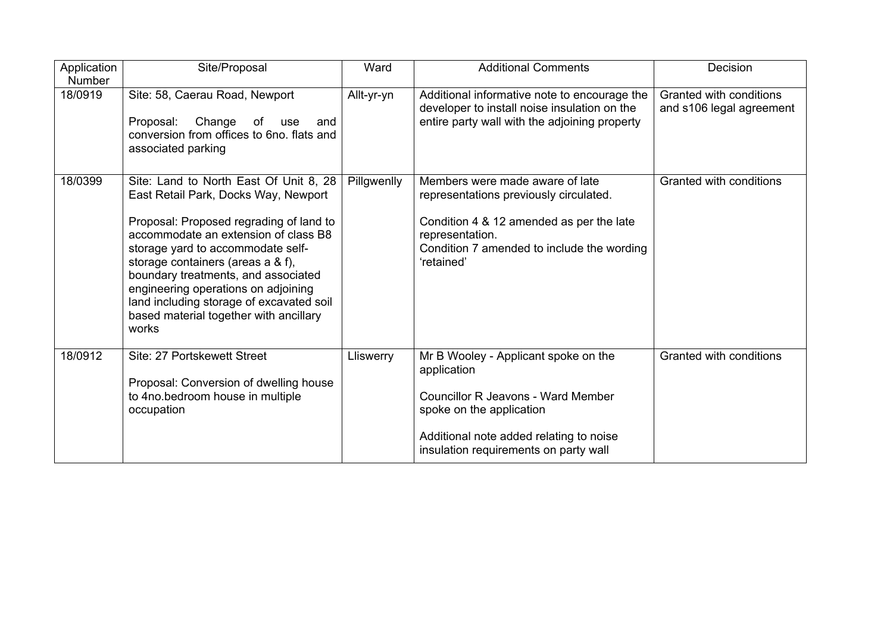| Application Number | Site/Proposal | Ward | Additional Comments | Decision |
| --- | --- | --- | --- | --- |
| 18/0919 | Site: 58, Caerau Road, Newport<br><br>Proposal: Change of use and conversion from offices to 6no. flats and associated parking | Allt-yr-yn | Additional informative note to encourage the developer to install noise insulation on the entire party wall with the adjoining property | Granted with conditions and s106 legal agreement |
| 18/0399 | Site: Land to North East Of Unit 8, 28 East Retail Park, Docks Way, Newport<br><br>Proposal: Proposed regrading of land to accommodate an extension of class B8 storage yard to accommodate self-storage containers (areas a & f), boundary treatments, and associated engineering operations on adjoining land including storage of excavated soil based material together with ancillary works | Pillgwenlly | Members were made aware of late representations previously circulated.<br><br>Condition 4 & 12 amended as per the late representation.<br>Condition 7 amended to include the wording 'retained' | Granted with conditions |
| 18/0912 | Site: 27 Portskewett Street<br><br>Proposal: Conversion of dwelling house to 4no.bedroom house in multiple occupation | Lliswerry | Mr B Wooley - Applicant spoke on the application<br><br>Councillor R Jeavons - Ward Member spoke on the application<br><br>Additional note added relating to noise insulation requirements on party wall | Granted with conditions |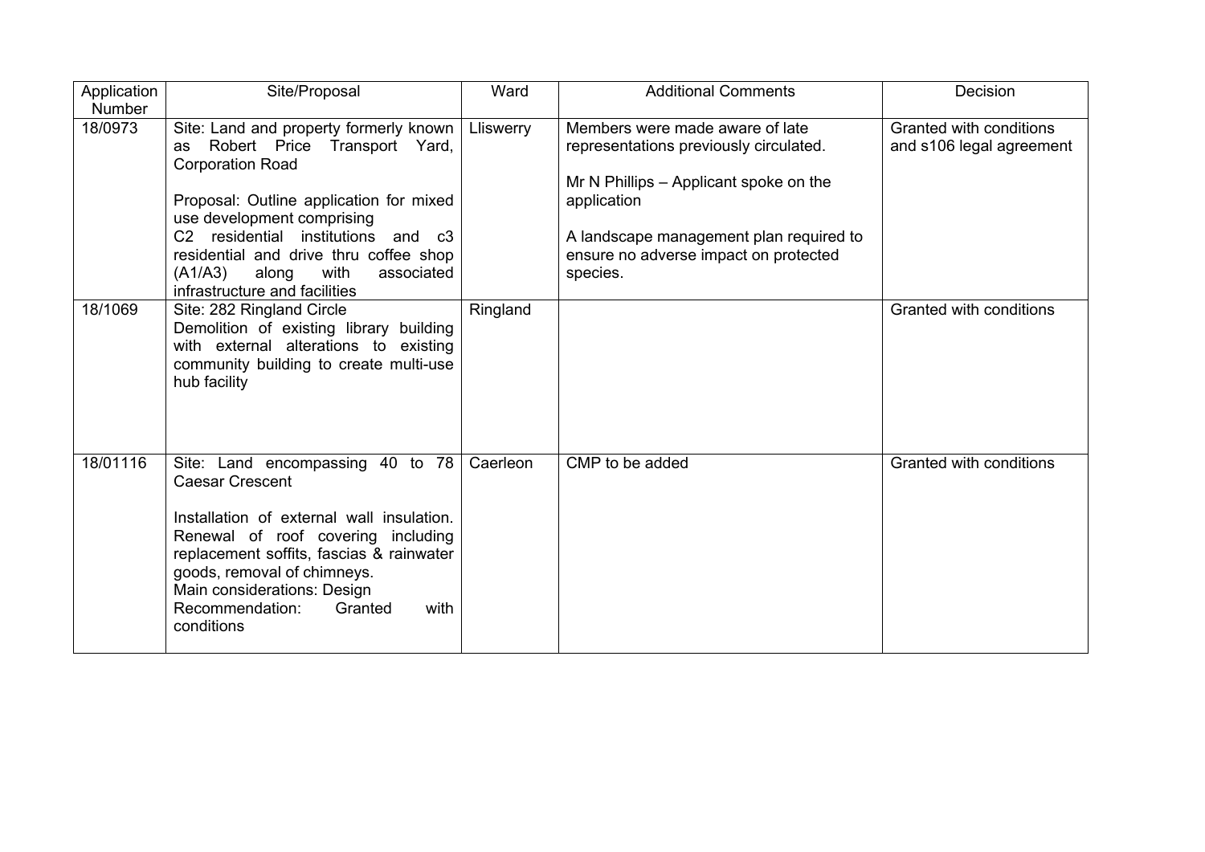| Application Number | Site/Proposal | Ward | Additional Comments | Decision |
|---|---|---|---|---|
| 18/0973 | Site: Land and property formerly known as Robert Price Transport Yard, Corporation Road<br><br>Proposal: Outline application for mixed use development comprising C2 residential institutions and c3 residential and drive thru coffee shop (A1/A3) along with associated infrastructure and facilities | Lliswerry | Members were made aware of late representations previously circulated.<br><br>Mr N Phillips – Applicant spoke on the application<br><br>A landscape management plan required to ensure no adverse impact on protected species. | Granted with conditions and s106 legal agreement |
| 18/1069 | Site: 282 Ringland Circle<br>Demolition of existing library building with external alterations to existing community building to create multi-use hub facility | Ringland | | Granted with conditions |
| 18/01116 | Site: Land encompassing 40 to 78 Caesar Crescent<br><br>Installation of external wall insulation. Renewal of roof covering including replacement soffits, fascias & rainwater goods, removal of chimneys.<br>Main considerations: Design<br>Recommendation: Granted with conditions | Caerleon | CMP to be added | Granted with conditions |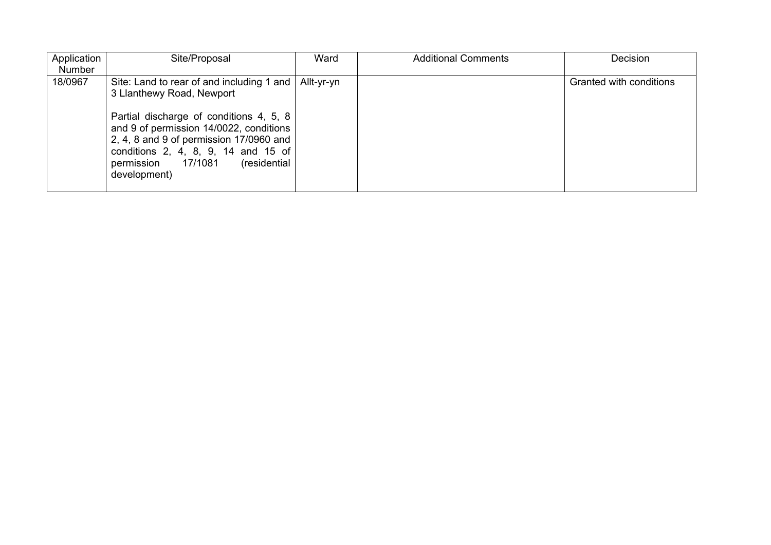| Application Number | Site/Proposal | Ward | Additional Comments | Decision |
|---|---|---|---|---|
| 18/0967 | Site: Land to rear of and including 1 and 3 Llanthewy Road, Newport<br><br>Partial discharge of conditions 4, 5, 8 and 9 of permission 14/0022, conditions 2, 4, 8 and 9 of permission 17/0960 and conditions 2, 4, 8, 9, 14 and 15 of permission 17/1081 (residential development) | Allt-yr-yn | | Granted with conditions |